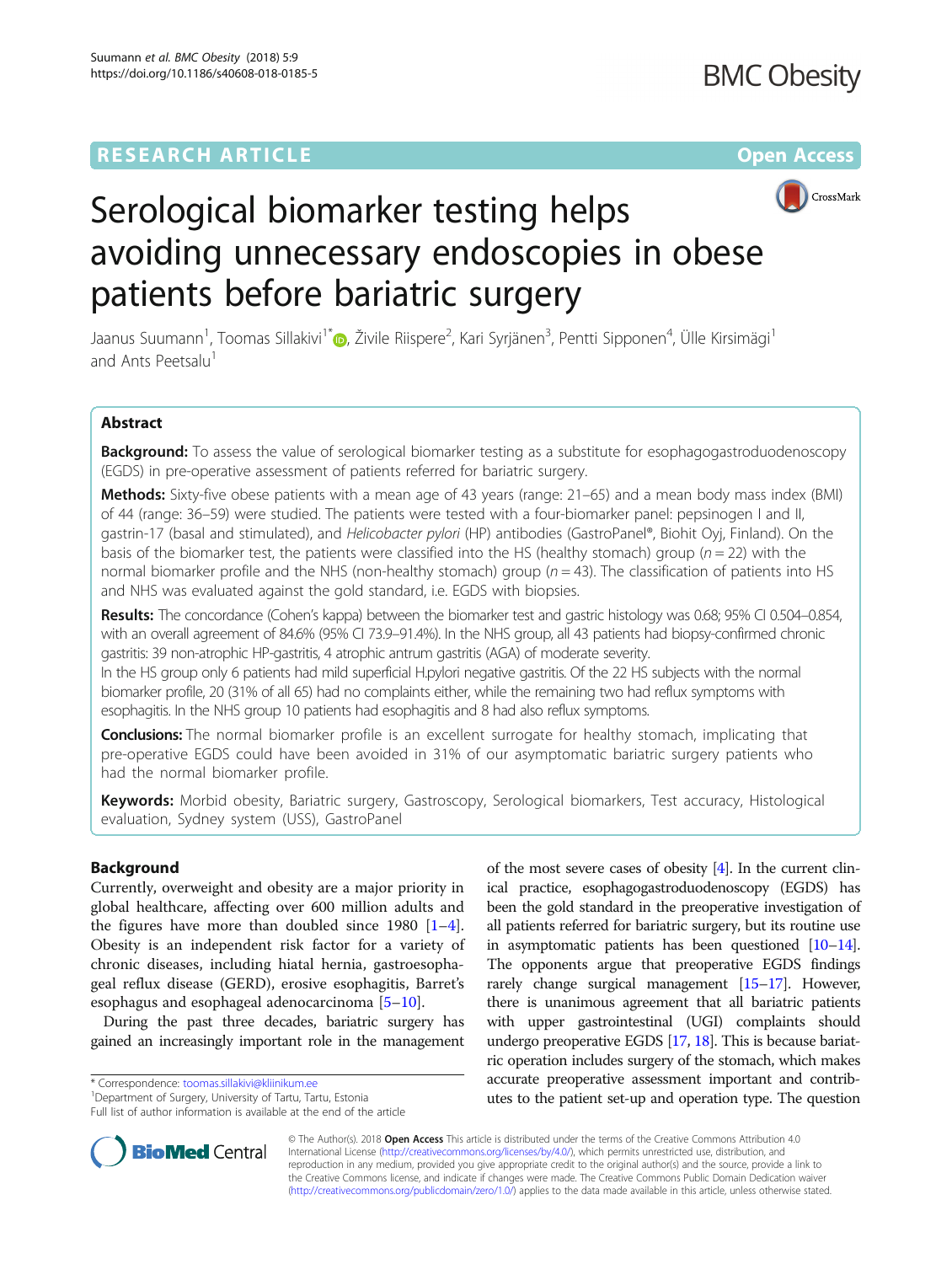# Serological biomarker testing helps avoiding unnecessary endoscopies in obese patients before bariatric surgery

Jaanus Suumann[1], Toomas Sillakivi[1*], Živile Riispere[2], Kari Syrjänen[3], Pentti Sipponen[4], Ülle Kirsimägi[1] and Ants Peetsalu[1]

## Abstract

**Background:** To assess the value of serological biomarker testing as a substitute for esophagogastroduodenoscopy (EGDS) in pre-operative assessment of patients referred for bariatric surgery.

**Methods:** Sixty-five obese patients with a mean age of 43 years (range: 21–65) and a mean body mass index (BMI) of 44 (range: 36–59) were studied. The patients were tested with a four-biomarker panel: pepsinogen I and II, gastrin-17 (basal and stimulated), and *Helicobacter pylori* (HP) antibodies (GastroPanel®, Biohit Oyj, Finland). On the basis of the biomarker test, the patients were classified into the HS (healthy stomach) group ($n = 22$) with the normal biomarker profile and the NHS (non-healthy stomach) group ($n = 43$). The classification of patients into HS and NHS was evaluated against the gold standard, i.e. EGDS with biopsies.

**Results:** The concordance (Cohen's kappa) between the biomarker test and gastric histology was 0.68; 95% CI 0.504–0.854, with an overall agreement of 84.6% (95% CI 73.9–91.4%). In the NHS group, all 43 patients had biopsy-confirmed chronic gastritis: 39 non-atrophic HP-gastritis, 4 atrophic antrum gastritis (AGA) of moderate severity.

In the HS group only 6 patients had mild superficial H.pylori negative gastritis. Of the 22 HS subjects with the normal biomarker profile, 20 (31% of all 65) had no complaints either, while the remaining two had reflux symptoms with esophagitis. In the NHS group 10 patients had esophagitis and 8 had also reflux symptoms.

**Conclusions:** The normal biomarker profile is an excellent surrogate for healthy stomach, implicating that pre-operative EGDS could have been avoided in 31% of our asymptomatic bariatric surgery patients who had the normal biomarker profile.

**Keywords:** Morbid obesity, Bariatric surgery, Gastroscopy, Serological biomarkers, Test accuracy, Histological evaluation, Sydney system (USS), GastroPanel

## Background

Currently, overweight and obesity are a major priority in global healthcare, affecting over 600 million adults and the figures have more than doubled since 1980 [1–4]. Obesity is an independent risk factor for a variety of chronic diseases, including hiatal hernia, gastroesophageal reflux disease (GERD), erosive esophagitis, Barret's esophagus and esophageal adenocarcinoma [5–10].

During the past three decades, bariatric surgery has gained an increasingly important role in the management of the most severe cases of obesity [4]. In the current clinical practice, esophagogastroduodenoscopy (EGDS) has been the gold standard in the preoperative investigation of all patients referred for bariatric surgery, but its routine use in asymptomatic patients has been questioned [10–14]. The opponents argue that preoperative EGDS findings rarely change surgical management [15–17]. However, there is unanimous agreement that all bariatric patients with upper gastrointestinal (UGI) complaints should undergo preoperative EGDS [17, 18]. This is because bariatric operation includes surgery of the stomach, which makes accurate preoperative assessment important and contributes to the patient set-up and operation type. The question

\* Correspondence: toomas.sillakivi@kliinikum.ee
[1]Department of Surgery, University of Tartu, Tartu, Estonia
Full list of author information is available at the end of the article

© The Author(s). 2018 **Open Access** This article is distributed under the terms of the Creative Commons Attribution 4.0 International License (http://creativecommons.org/licenses/by/4.0/), which permits unrestricted use, distribution, and reproduction in any medium, provided you give appropriate credit to the original author(s) and the source, provide a link to the Creative Commons license, and indicate if changes were made. The Creative Commons Public Domain Dedication waiver (http://creativecommons.org/publicdomain/zero/1.0/) applies to the data made available in this article, unless otherwise stated.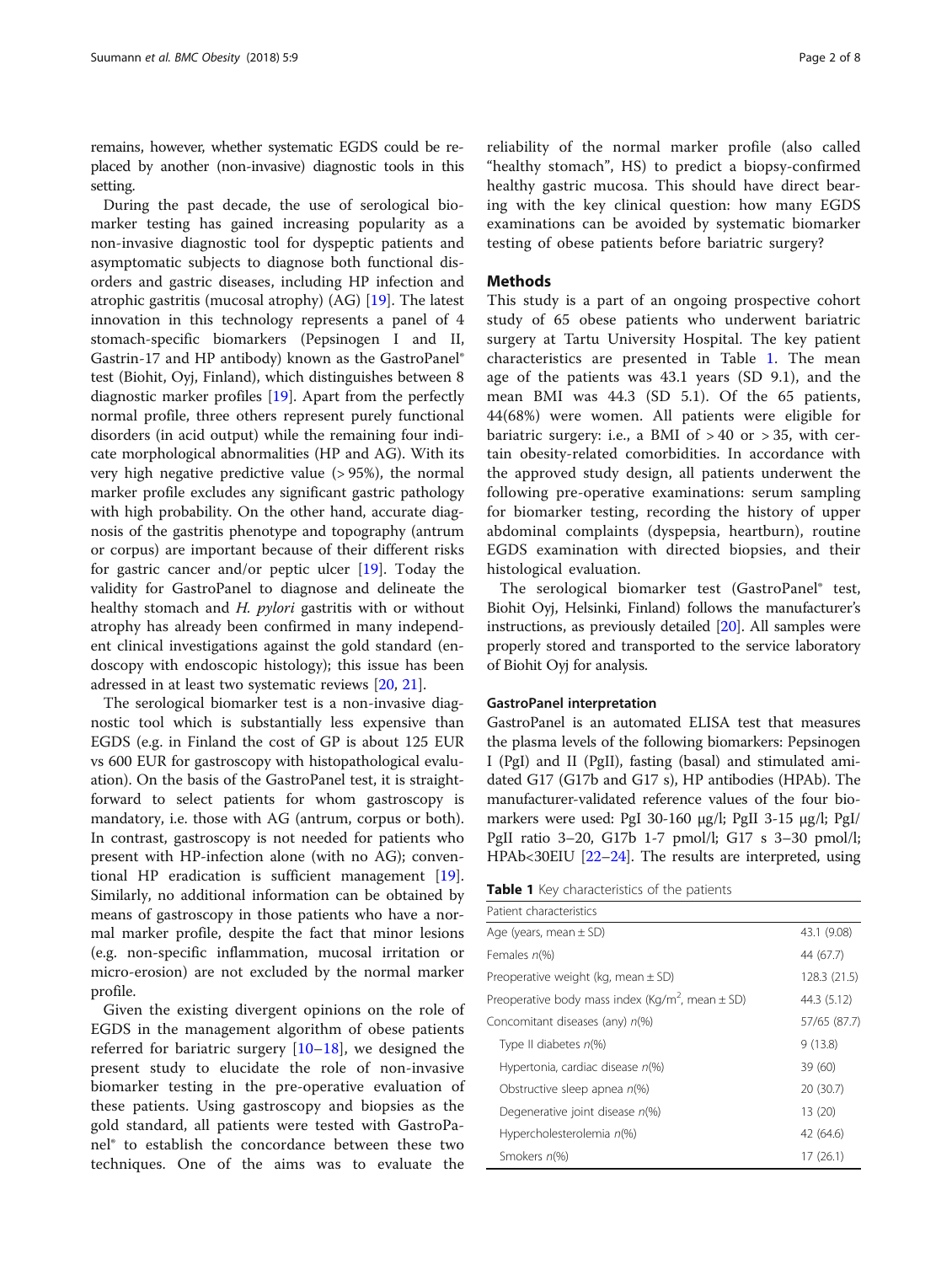remains, however, whether systematic EGDS could be replaced by another (non-invasive) diagnostic tools in this setting.

During the past decade, the use of serological biomarker testing has gained increasing popularity as a non-invasive diagnostic tool for dyspeptic patients and asymptomatic subjects to diagnose both functional disorders and gastric diseases, including HP infection and atrophic gastritis (mucosal atrophy) (AG) [19]. The latest innovation in this technology represents a panel of 4 stomach-specific biomarkers (Pepsinogen I and II, Gastrin-17 and HP antibody) known as the GastroPanel® test (Biohit, Oyj, Finland), which distinguishes between 8 diagnostic marker profiles [19]. Apart from the perfectly normal profile, three others represent purely functional disorders (in acid output) while the remaining four indicate morphological abnormalities (HP and AG). With its very high negative predictive value (> 95%), the normal marker profile excludes any significant gastric pathology with high probability. On the other hand, accurate diagnosis of the gastritis phenotype and topography (antrum or corpus) are important because of their different risks for gastric cancer and/or peptic ulcer [19]. Today the validity for GastroPanel to diagnose and delineate the healthy stomach and *H. pylori* gastritis with or without atrophy has already been confirmed in many independent clinical investigations against the gold standard (endoscopy with endoscopic histology); this issue has been adressed in at least two systematic reviews [20, 21].

The serological biomarker test is a non-invasive diagnostic tool which is substantially less expensive than EGDS (e.g. in Finland the cost of GP is about 125 EUR vs 600 EUR for gastroscopy with histopathological evaluation). On the basis of the GastroPanel test, it is straightforward to select patients for whom gastroscopy is mandatory, i.e. those with AG (antrum, corpus or both). In contrast, gastroscopy is not needed for patients who present with HP-infection alone (with no AG); conventional HP eradication is sufficient management [19]. Similarly, no additional information can be obtained by means of gastroscopy in those patients who have a normal marker profile, despite the fact that minor lesions (e.g. non-specific inflammation, mucosal irritation or micro-erosion) are not excluded by the normal marker profile.

Given the existing divergent opinions on the role of EGDS in the management algorithm of obese patients referred for bariatric surgery [10–18], we designed the present study to elucidate the role of non-invasive biomarker testing in the pre-operative evaluation of these patients. Using gastroscopy and biopsies as the gold standard, all patients were tested with GastroPanel® to establish the concordance between these two techniques. One of the aims was to evaluate the reliability of the normal marker profile (also called "healthy stomach", HS) to predict a biopsy-confirmed healthy gastric mucosa. This should have direct bearing with the key clinical question: how many EGDS examinations can be avoided by systematic biomarker testing of obese patients before bariatric surgery?

## Methods

This study is a part of an ongoing prospective cohort study of 65 obese patients who underwent bariatric surgery at Tartu University Hospital. The key patient characteristics are presented in Table 1. The mean age of the patients was 43.1 years (SD 9.1), and the mean BMI was 44.3 (SD 5.1). Of the 65 patients, 44(68%) were women. All patients were eligible for bariatric surgery: i.e., a BMI of > 40 or > 35, with certain obesity-related comorbidities. In accordance with the approved study design, all patients underwent the following pre-operative examinations: serum sampling for biomarker testing, recording the history of upper abdominal complaints (dyspepsia, heartburn), routine EGDS examination with directed biopsies, and their histological evaluation.

The serological biomarker test (GastroPanel® test, Biohit Oyj, Helsinki, Finland) follows the manufacturer's instructions, as previously detailed [20]. All samples were properly stored and transported to the service laboratory of Biohit Oyj for analysis.

### GastroPanel interpretation

GastroPanel is an automated ELISA test that measures the plasma levels of the following biomarkers: Pepsinogen I (PgI) and II (PgII), fasting (basal) and stimulated amidated G17 (G17b and G17 s), HP antibodies (HPAb). The manufacturer-validated reference values of the four biomarkers were used: PgI 30-160 μg/l; PgII 3-15 μg/l; PgI/PgII ratio 3–20, G17b 1-7 pmol/l; G17 s 3–30 pmol/l; HPAb<30EIU [22–24]. The results are interpreted, using

**Table 1** Key characteristics of the patients

| Patient characteristics | |
|---|---|
| Age (years, mean ± SD) | 43.1 (9.08) |
| Females *n*(%) | 44 (67.7) |
| Preoperative weight (kg, mean ± SD) | 128.3 (21.5) |
| Preoperative body mass index (Kg/m$^2$, mean ± SD) | 44.3 (5.12) |
| Concomitant diseases (any) *n*(%) | 57/65 (87.7) |
| Type II diabetes *n*(%) | 9 (13.8) |
| Hypertonia, cardiac disease *n*(%) | 39 (60) |
| Obstructive sleep apnea *n*(%) | 20 (30.7) |
| Degenerative joint disease *n*(%) | 13 (20) |
| Hypercholesterolemia *n*(%) | 42 (64.6) |
| Smokers *n*(%) | 17 (26.1) |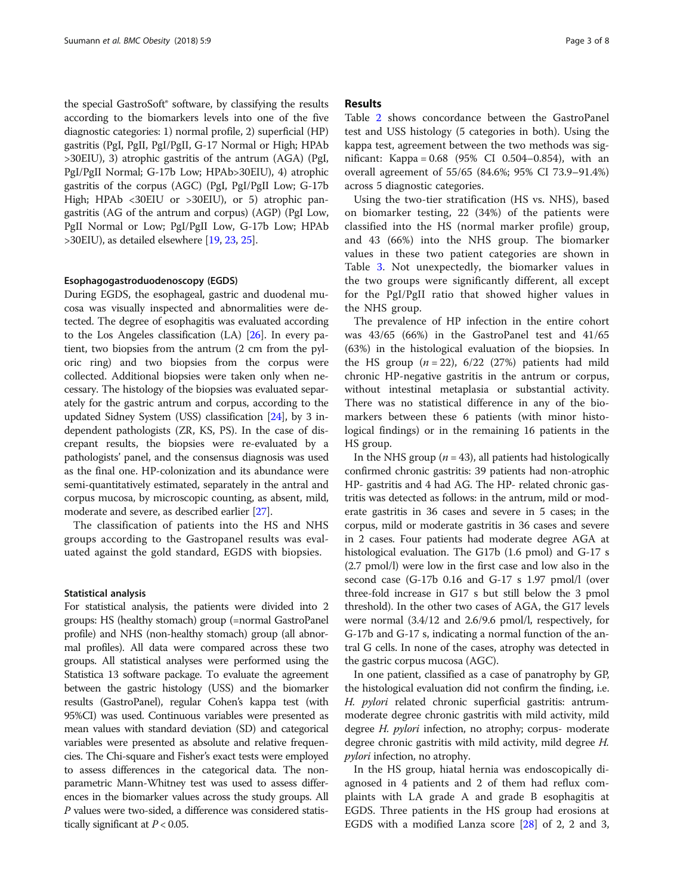the special GastroSoft® software, by classifying the results according to the biomarkers levels into one of the five diagnostic categories: 1) normal profile, 2) superficial (HP) gastritis (PgI, PgII, PgI/PgII, G-17 Normal or High; HPAb >30EIU), 3) atrophic gastritis of the antrum (AGA) (PgI, PgI/PgII Normal; G-17b Low; HPAb>30EIU), 4) atrophic gastritis of the corpus (AGC) (PgI, PgI/PgII Low; G-17b High; HPAb <30EIU or >30EIU), or 5) atrophic pangastritis (AG of the antrum and corpus) (AGP) (PgI Low, PgII Normal or Low; PgI/PgII Low, G-17b Low; HPAb >30EIU), as detailed elsewhere [19, 23, 25].

### Esophagogastroduodenoscopy (EGDS)

During EGDS, the esophageal, gastric and duodenal mucosa was visually inspected and abnormalities were detected. The degree of esophagitis was evaluated according to the Los Angeles classification (LA) [26]. In every patient, two biopsies from the antrum (2 cm from the pyloric ring) and two biopsies from the corpus were collected. Additional biopsies were taken only when necessary. The histology of the biopsies was evaluated separately for the gastric antrum and corpus, according to the updated Sidney System (USS) classification [24], by 3 independent pathologists (ZR, KS, PS). In the case of discrepant results, the biopsies were re-evaluated by a pathologists' panel, and the consensus diagnosis was used as the final one. HP-colonization and its abundance were semi-quantitatively estimated, separately in the antral and corpus mucosa, by microscopic counting, as absent, mild, moderate and severe, as described earlier [27].

The classification of patients into the HS and NHS groups according to the Gastropanel results was evaluated against the gold standard, EGDS with biopsies.

### Statistical analysis

For statistical analysis, the patients were divided into 2 groups: HS (healthy stomach) group (=normal GastroPanel profile) and NHS (non-healthy stomach) group (all abnormal profiles). All data were compared across these two groups. All statistical analyses were performed using the Statistica 13 software package. To evaluate the agreement between the gastric histology (USS) and the biomarker results (GastroPanel), regular Cohen's kappa test (with 95%CI) was used. Continuous variables were presented as mean values with standard deviation (SD) and categorical variables were presented as absolute and relative frequencies. The Chi-square and Fisher's exact tests were employed to assess differences in the categorical data. The non-parametric Mann-Whitney test was used to assess differences in the biomarker values across the study groups. All *P* values were two-sided, a difference was considered statistically significant at $P < 0.05$.

## Results

Table 2 shows concordance between the GastroPanel test and USS histology (5 categories in both). Using the kappa test, agreement between the two methods was significant: Kappa = 0.68 (95% CI 0.504–0.854), with an overall agreement of 55/65 (84.6%; 95% CI 73.9–91.4%) across 5 diagnostic categories.

Using the two-tier stratification (HS vs. NHS), based on biomarker testing, 22 (34%) of the patients were classified into the HS (normal marker profile) group, and 43 (66%) into the NHS group. The biomarker values in these two patient categories are shown in Table 3. Not unexpectedly, the biomarker values in the two groups were significantly different, all except for the PgI/PgII ratio that showed higher values in the NHS group.

The prevalence of HP infection in the entire cohort was 43/65 (66%) in the GastroPanel test and 41/65 (63%) in the histological evaluation of the biopsies. In the HS group ($n = 22$), 6/22 (27%) patients had mild chronic HP-negative gastritis in the antrum or corpus, without intestinal metaplasia or substantial activity. There was no statistical difference in any of the biomarkers between these 6 patients (with minor histological findings) or in the remaining 16 patients in the HS group.

In the NHS group ($n = 43$), all patients had histologically confirmed chronic gastritis: 39 patients had non-atrophic HP- gastritis and 4 had AG. The HP- related chronic gastritis was detected as follows: in the antrum, mild or moderate gastritis in 36 cases and severe in 5 cases; in the corpus, mild or moderate gastritis in 36 cases and severe in 2 cases. Four patients had moderate degree AGA at histological evaluation. The G17b (1.6 pmol) and G-17 s (2.7 pmol/l) were low in the first case and low also in the second case (G-17b 0.16 and G-17 s 1.97 pmol/l (over three-fold increase in G17 s but still below the 3 pmol threshold). In the other two cases of AGA, the G17 levels were normal (3.4/12 and 2.6/9.6 pmol/l, respectively, for G-17b and G-17 s, indicating a normal function of the antral G cells. In none of the cases, atrophy was detected in the gastric corpus mucosa (AGC).

In one patient, classified as a case of panatrophy by GP, the histological evaluation did not confirm the finding, i.e. *H. pylori* related chronic superficial gastritis: antrum- moderate degree chronic gastritis with mild activity, mild degree *H. pylori* infection, no atrophy; corpus- moderate degree chronic gastritis with mild activity, mild degree *H. pylori* infection, no atrophy.

In the HS group, hiatal hernia was endoscopically diagnosed in 4 patients and 2 of them had reflux complaints with LA grade A and grade B esophagitis at EGDS. Three patients in the HS group had erosions at EGDS with a modified Lanza score [28] of 2, 2 and 3,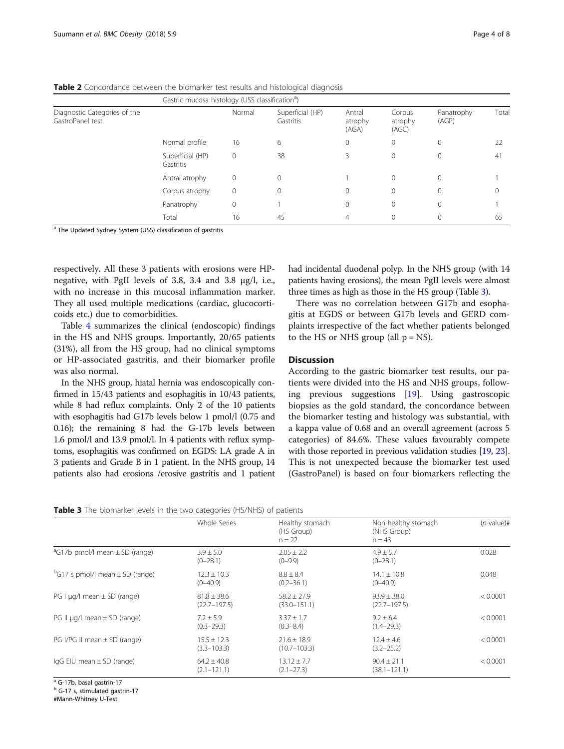**Table 2** Concordance between the biomarker test results and histological diagnosis

| Diagnostic Categories of the GastroPanel test | Gastric mucosa histology (USS classification[a]) | | | | | | |
|---|---|---|---|---|---|---|---|
| | | Normal | Superficial (HP) Gastritis | Antral atrophy (AGA) | Corpus atrophy (AGC) | Panatrophy (AGP) | Total |
| | Normal profile | 16 | 6 | 0 | 0 | 0 | 22 |
| | Superficial (HP) Gastritis | 0 | 38 | 3 | 0 | 0 | 41 |
| | Antral atrophy | 0 | 0 | 1 | 0 | 0 | 1 |
| | Corpus atrophy | 0 | 0 | 0 | 0 | 0 | 0 |
| | Panatrophy | 0 | 1 | 0 | 0 | 0 | 1 |
| | Total | 16 | 45 | 4 | 0 | 0 | 65 |

[a] The Updated Sydney System (USS) classification of gastritis

respectively. All these 3 patients with erosions were HP-negative, with PgII levels of 3.8, 3.4 and 3.8 μg/l, i.e., with no increase in this mucosal inflammation marker. They all used multiple medications (cardiac, glucocorticoids etc.) due to comorbidities.

Table 4 summarizes the clinical (endoscopic) findings in the HS and NHS groups. Importantly, 20/65 patients (31%), all from the HS group, had no clinical symptoms or HP-associated gastritis, and their biomarker profile was also normal.

In the NHS group, hiatal hernia was endoscopically confirmed in 15/43 patients and esophagitis in 10/43 patients, while 8 had reflux complaints. Only 2 of the 10 patients with esophagitis had G17b levels below 1 pmol/l (0.75 and 0.16); the remaining 8 had the G-17b levels between 1.6 pmol/l and 13.9 pmol/l. In 4 patients with reflux symptoms, esophagitis was confirmed on EGDS: LA grade A in 3 patients and Grade B in 1 patient. In the NHS group, 14 patients also had erosions /erosive gastritis and 1 patient had incidental duodenal polyp. In the NHS group (with 14 patients having erosions), the mean PgII levels were almost three times as high as those in the HS group (Table 3).

There was no correlation between G17b and esophagitis at EGDS or between G17b levels and GERD complaints irrespective of the fact whether patients belonged to the HS or NHS group (all p = NS).

## Discussion

According to the gastric biomarker test results, our patients were divided into the HS and NHS groups, following previous suggestions [19]. Using gastroscopic biopsies as the gold standard, the concordance between the biomarker testing and histology was substantial, with a kappa value of 0.68 and an overall agreement (across 5 categories) of 84.6%. These values favourably compete with those reported in previous validation studies [19, 23]. This is not unexpected because the biomarker test used (GastroPanel) is based on four biomarkers reflecting the

**Table 3** The biomarker levels in the two categories (HS/NHS) of patients

| | Whole Series | Healthy stomach (HS Group) n = 22 | Non-healthy stomach (NHS Group) n = 43 | (p-value)# |
|---|---|---|---|---|
| [a]G17b pmol/l mean ± SD (range) | 3.9 ± 5.0 (0–28.1) | 2.05 ± 2.2 (0–9.9) | 4.9 ± 5.7 (0–28.1) | 0.028 |
| [b]G17 s pmol/l mean ± SD (range) | 12.3 ± 10.3 (0–40.9) | 8.8 ± 8.4 (0.2–36.1) | 14.1 ± 10.8 (0–40.9) | 0.048 |
| PG I μg/l mean ± SD (range) | 81.8 ± 38.6 (22.7–197.5) | 58.2 ± 27.9 (33.0–151.1) | 93.9 ± 38.0 (22.7–197.5) | < 0.0001 |
| PG II μg/l mean ± SD (range) | 7.2 ± 5.9 (0.3–29.3) | 3.37 ± 1.7 (0.3–8.4) | 9.2 ± 6.4 (1.4–29.3) | < 0.0001 |
| PG I/PG II mean ± SD (range) | 15.5 ± 12.3 (3.3–103.3) | 21.6 ± 18.9 (10.7–103.3) | 12.4 ± 4.6 (3.2–25.2) | < 0.0001 |
| IgG EIU mean ± SD (range) | 64.2 ± 40.8 (2.1–121.1) | 13.12 ± 7.7 (2.1–27.3) | 90.4 ± 21.1 (38.1–121.1) | < 0.0001 |

[a] G-17b, basal gastrin-17
[b] G-17 s, stimulated gastrin-17
#Mann-Whitney U-Test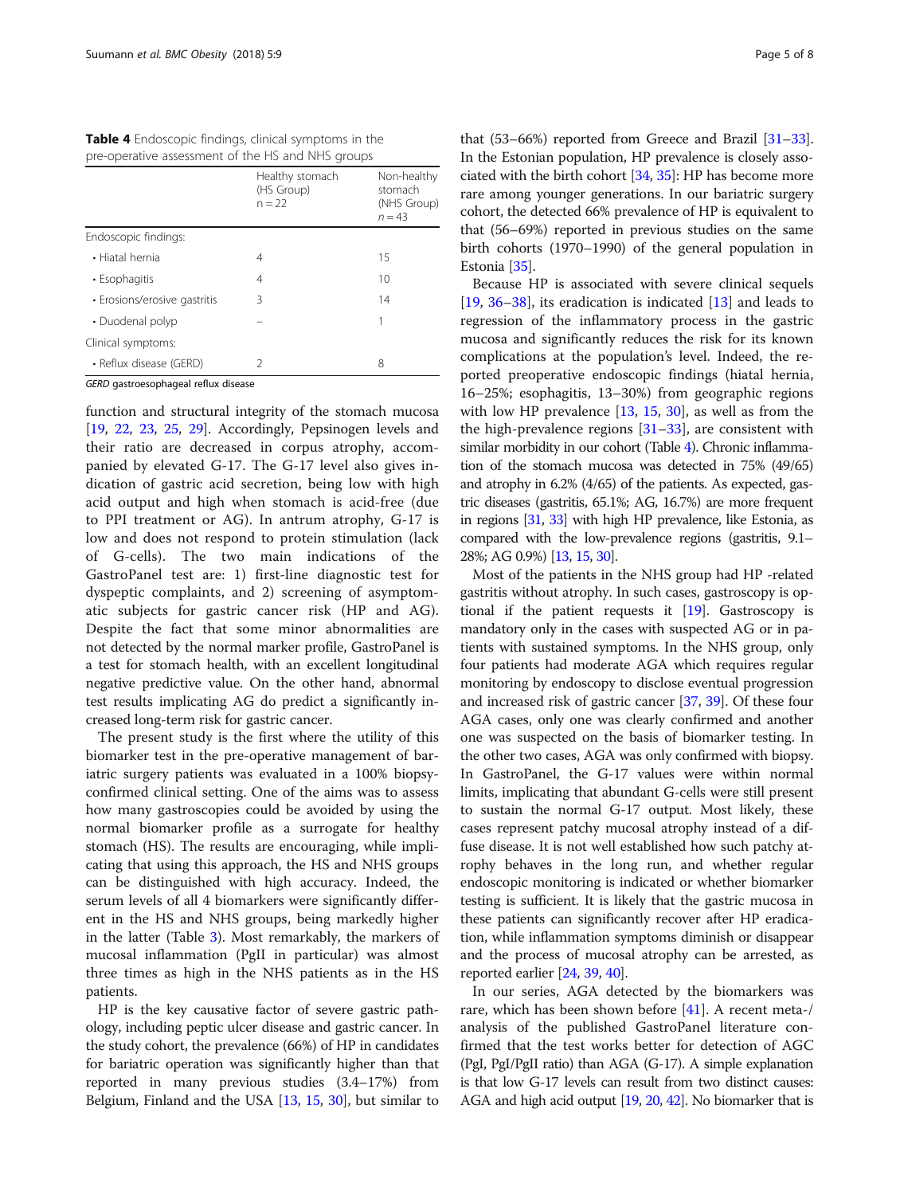**Table 4** Endoscopic findings, clinical symptoms in the pre-operative assessment of the HS and NHS groups

| | Healthy stomach (HS Group) n = 22 | Non-healthy stomach (NHS Group) n = 43 |
|---|---|---|
| Endoscopic findings: | | |
| • Hiatal hernia | 4 | 15 |
| • Esophagitis | 4 | 10 |
| • Erosions/erosive gastritis | 3 | 14 |
| • Duodenal polyp | – | 1 |
| Clinical symptoms: | | |
| • Reflux disease (GERD) | 2 | 8 |

*GERD* gastroesophageal reflux disease

function and structural integrity of the stomach mucosa [19, 22, 23, 25, 29]. Accordingly, Pepsinogen levels and their ratio are decreased in corpus atrophy, accompanied by elevated G-17. The G-17 level also gives indication of gastric acid secretion, being low with high acid output and high when stomach is acid-free (due to PPI treatment or AG). In antrum atrophy, G-17 is low and does not respond to protein stimulation (lack of G-cells). The two main indications of the GastroPanel test are: 1) first-line diagnostic test for dyspeptic complaints, and 2) screening of asymptomatic subjects for gastric cancer risk (HP and AG). Despite the fact that some minor abnormalities are not detected by the normal marker profile, GastroPanel is a test for stomach health, with an excellent longitudinal negative predictive value. On the other hand, abnormal test results implicating AG do predict a significantly increased long-term risk for gastric cancer.

The present study is the first where the utility of this biomarker test in the pre-operative management of bariatric surgery patients was evaluated in a 100% biopsy-confirmed clinical setting. One of the aims was to assess how many gastroscopies could be avoided by using the normal biomarker profile as a surrogate for healthy stomach (HS). The results are encouraging, while implicating that using this approach, the HS and NHS groups can be distinguished with high accuracy. Indeed, the serum levels of all 4 biomarkers were significantly different in the HS and NHS groups, being markedly higher in the latter (Table 3). Most remarkably, the markers of mucosal inflammation (PgII in particular) was almost three times as high in the NHS patients as in the HS patients.

HP is the key causative factor of severe gastric pathology, including peptic ulcer disease and gastric cancer. In the study cohort, the prevalence (66%) of HP in candidates for bariatric operation was significantly higher than that reported in many previous studies (3.4–17%) from Belgium, Finland and the USA [13, 15, 30], but similar to that (53–66%) reported from Greece and Brazil [31–33]. In the Estonian population, HP prevalence is closely associated with the birth cohort [34, 35]: HP has become more rare among younger generations. In our bariatric surgery cohort, the detected 66% prevalence of HP is equivalent to that (56–69%) reported in previous studies on the same birth cohorts (1970–1990) of the general population in Estonia [35].

Because HP is associated with severe clinical sequels [19, 36–38], its eradication is indicated [13] and leads to regression of the inflammatory process in the gastric mucosa and significantly reduces the risk for its known complications at the population's level. Indeed, the reported preoperative endoscopic findings (hiatal hernia, 16–25%; esophagitis, 13–30%) from geographic regions with low HP prevalence [13, 15, 30], as well as from the the high-prevalence regions [31–33], are consistent with similar morbidity in our cohort (Table 4). Chronic inflammation of the stomach mucosa was detected in 75% (49/65) and atrophy in 6.2% (4/65) of the patients. As expected, gastric diseases (gastritis, 65.1%; AG, 16.7%) are more frequent in regions [31, 33] with high HP prevalence, like Estonia, as compared with the low-prevalence regions (gastritis, 9.1–28%; AG 0.9%) [13, 15, 30].

Most of the patients in the NHS group had HP -related gastritis without atrophy. In such cases, gastroscopy is optional if the patient requests it [19]. Gastroscopy is mandatory only in the cases with suspected AG or in patients with sustained symptoms. In the NHS group, only four patients had moderate AGA which requires regular monitoring by endoscopy to disclose eventual progression and increased risk of gastric cancer [37, 39]. Of these four AGA cases, only one was clearly confirmed and another one was suspected on the basis of biomarker testing. In the other two cases, AGA was only confirmed with biopsy. In GastroPanel, the G-17 values were within normal limits, implicating that abundant G-cells were still present to sustain the normal G-17 output. Most likely, these cases represent patchy mucosal atrophy instead of a diffuse disease. It is not well established how such patchy atrophy behaves in the long run, and whether regular endoscopic monitoring is indicated or whether biomarker testing is sufficient. It is likely that the gastric mucosa in these patients can significantly recover after HP eradication, while inflammation symptoms diminish or disappear and the process of mucosal atrophy can be arrested, as reported earlier [24, 39, 40].

In our series, AGA detected by the biomarkers was rare, which has been shown before [41]. A recent meta-/analysis of the published GastroPanel literature confirmed that the test works better for detection of AGC (PgI, PgI/PgII ratio) than AGA (G-17). A simple explanation is that low G-17 levels can result from two distinct causes: AGA and high acid output [19, 20, 42]. No biomarker that is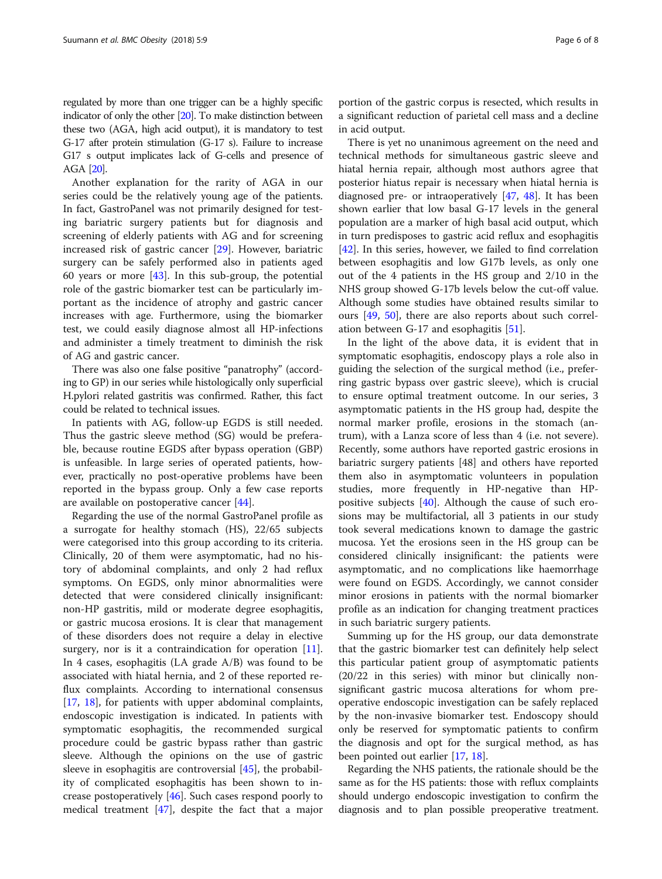regulated by more than one trigger can be a highly specific indicator of only the other [20]. To make distinction between these two (AGA, high acid output), it is mandatory to test G-17 after protein stimulation (G-17 s). Failure to increase G17 s output implicates lack of G-cells and presence of AGA [20].

Another explanation for the rarity of AGA in our series could be the relatively young age of the patients. In fact, GastroPanel was not primarily designed for testing bariatric surgery patients but for diagnosis and screening of elderly patients with AG and for screening increased risk of gastric cancer [29]. However, bariatric surgery can be safely performed also in patients aged 60 years or more [43]. In this sub-group, the potential role of the gastric biomarker test can be particularly important as the incidence of atrophy and gastric cancer increases with age. Furthermore, using the biomarker test, we could easily diagnose almost all HP-infections and administer a timely treatment to diminish the risk of AG and gastric cancer.

There was also one false positive "panatrophy" (according to GP) in our series while histologically only superficial H.pylori related gastritis was confirmed. Rather, this fact could be related to technical issues.

In patients with AG, follow-up EGDS is still needed. Thus the gastric sleeve method (SG) would be preferable, because routine EGDS after bypass operation (GBP) is unfeasible. In large series of operated patients, however, practically no post-operative problems have been reported in the bypass group. Only a few case reports are available on postoperative cancer [44].

Regarding the use of the normal GastroPanel profile as a surrogate for healthy stomach (HS), 22/65 subjects were categorised into this group according to its criteria. Clinically, 20 of them were asymptomatic, had no history of abdominal complaints, and only 2 had reflux symptoms. On EGDS, only minor abnormalities were detected that were considered clinically insignificant: non-HP gastritis, mild or moderate degree esophagitis, or gastric mucosa erosions. It is clear that management of these disorders does not require a delay in elective surgery, nor is it a contraindication for operation [11]. In 4 cases, esophagitis (LA grade A/B) was found to be associated with hiatal hernia, and 2 of these reported reflux complaints. According to international consensus [17, 18], for patients with upper abdominal complaints, endoscopic investigation is indicated. In patients with symptomatic esophagitis, the recommended surgical procedure could be gastric bypass rather than gastric sleeve. Although the opinions on the use of gastric sleeve in esophagitis are controversial [45], the probability of complicated esophagitis has been shown to increase postoperatively [46]. Such cases respond poorly to medical treatment [47], despite the fact that a major portion of the gastric corpus is resected, which results in a significant reduction of parietal cell mass and a decline in acid output.

There is yet no unanimous agreement on the need and technical methods for simultaneous gastric sleeve and hiatal hernia repair, although most authors agree that posterior hiatus repair is necessary when hiatal hernia is diagnosed pre- or intraoperatively [47, 48]. It has been shown earlier that low basal G-17 levels in the general population are a marker of high basal acid output, which in turn predisposes to gastric acid reflux and esophagitis [42]. In this series, however, we failed to find correlation between esophagitis and low G17b levels, as only one out of the 4 patients in the HS group and 2/10 in the NHS group showed G-17b levels below the cut-off value. Although some studies have obtained results similar to ours [49, 50], there are also reports about such correlation between G-17 and esophagitis [51].

In the light of the above data, it is evident that in symptomatic esophagitis, endoscopy plays a role also in guiding the selection of the surgical method (i.e., preferring gastric bypass over gastric sleeve), which is crucial to ensure optimal treatment outcome. In our series, 3 asymptomatic patients in the HS group had, despite the normal marker profile, erosions in the stomach (antrum), with a Lanza score of less than 4 (i.e. not severe). Recently, some authors have reported gastric erosions in bariatric surgery patients [48] and others have reported them also in asymptomatic volunteers in population studies, more frequently in HP-negative than HP-positive subjects [40]. Although the cause of such erosions may be multifactorial, all 3 patients in our study took several medications known to damage the gastric mucosa. Yet the erosions seen in the HS group can be considered clinically insignificant: the patients were asymptomatic, and no complications like haemorrhage were found on EGDS. Accordingly, we cannot consider minor erosions in patients with the normal biomarker profile as an indication for changing treatment practices in such bariatric surgery patients.

Summing up for the HS group, our data demonstrate that the gastric biomarker test can definitely help select this particular patient group of asymptomatic patients (20/22 in this series) with minor but clinically non-significant gastric mucosa alterations for whom preoperative endoscopic investigation can be safely replaced by the non-invasive biomarker test. Endoscopy should only be reserved for symptomatic patients to confirm the diagnosis and opt for the surgical method, as has been pointed out earlier [17, 18].

Regarding the NHS patients, the rationale should be the same as for the HS patients: those with reflux complaints should undergo endoscopic investigation to confirm the diagnosis and to plan possible preoperative treatment.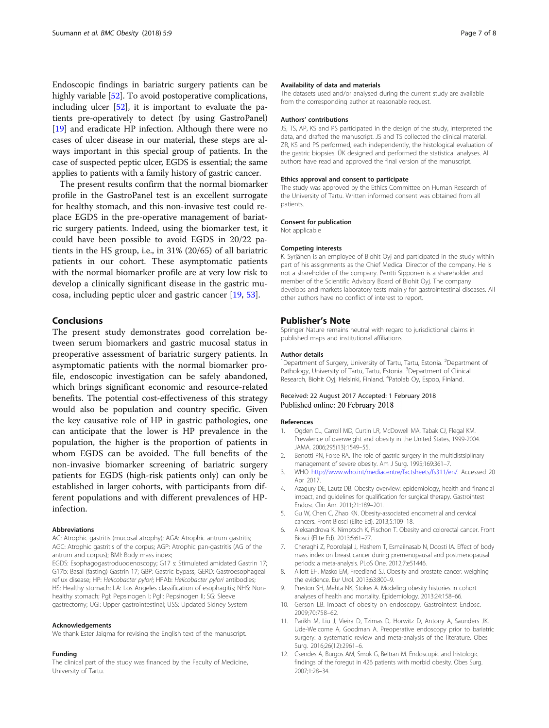Endoscopic findings in bariatric surgery patients can be highly variable [52]. To avoid postoperative complications, including ulcer [52], it is important to evaluate the patients pre-operatively to detect (by using GastroPanel) [19] and eradicate HP infection. Although there were no cases of ulcer disease in our material, these steps are always important in this special group of patients. In the case of suspected peptic ulcer, EGDS is essential; the same applies to patients with a family history of gastric cancer.

The present results confirm that the normal biomarker profile in the GastroPanel test is an excellent surrogate for healthy stomach, and this non-invasive test could replace EGDS in the pre-operative management of bariatric surgery patients. Indeed, using the biomarker test, it could have been possible to avoid EGDS in 20/22 patients in the HS group, i.e., in 31% (20/65) of all bariatric patients in our cohort. These asymptomatic patients with the normal biomarker profile are at very low risk to develop a clinically significant disease in the gastric mucosa, including peptic ulcer and gastric cancer [19, 53].

## Conclusions

The present study demonstrates good correlation between serum biomarkers and gastric mucosal status in preoperative assessment of bariatric surgery patients. In asymptomatic patients with the normal biomarker profile, endoscopic investigation can be safely abandoned, which brings significant economic and resource-related benefits. The potential cost-effectiveness of this strategy would also be population and country specific. Given the key causative role of HP in gastric pathologies, one can anticipate that the lower is HP prevalence in the population, the higher is the proportion of patients in whom EGDS can be avoided. The full benefits of the non-invasive biomarker screening of bariatric surgery patients for EGDS (high-risk patients only) can only be established in larger cohorts, with participants from different populations and with different prevalences of HP-infection.

#### Abbreviations

AG: Atrophic gastritis (mucosal atrophy); AGA: Atrophic antrum gastritis; AGC: Atrophic gastritis of the corpus; AGP: Atrophic pan-gastritis (AG of the antrum and corpus); BMI: Body mass index; EGDS: Esophagogastroduodenoscopy; G17 s: Stimulated amidated Gastrin 17; G17b: Basal (fasting) Gastrin 17; GBP: Gastric bypass; GERD: Gastroesophageal reflux disease; HP: *Helicobacter pylori*; HPAb: *Helicobacter pylori* antibodies; HS: Healthy stomach; LA: Los Angeles classification of esophagitis; NHS: Non-healthy stomach; PgI: Pepsinogen I; PgII: Pepsinogen II; SG: Sleeve gastrectomy; UGI: Upper gastrointestinal; USS: Updated Sidney System

#### Acknowledgements

We thank Ester Jaigma for revising the English text of the manuscript.

#### Funding

The clinical part of the study was financed by the Faculty of Medicine, University of Tartu.

#### Availability of data and materials

The datasets used and/or analysed during the current study are available from the corresponding author at reasonable request.

#### Authors' contributions

JS, TS, AP, KS and PS participated in the design of the study, interpreted the data, and drafted the manuscript. JS and TS collected the clinical material. ZR, KS and PS performed, each independently, the histological evaluation of the gastric biopsies. ÜK designed and performed the statistical analyses. All authors have read and approved the final version of the manuscript.

#### Ethics approval and consent to participate

The study was approved by the Ethics Committee on Human Research of the University of Tartu. Written informed consent was obtained from all patients.

#### Consent for publication

Not applicable

#### Competing interests

K. Syrjänen is an employee of Biohit Oyj and participated in the study within part of his assignments as the Chief Medical Director of the company. He is not a shareholder of the company. Pentti Sipponen is a shareholder and member of the Scientific Advisory Board of Biohit Oyj. The company develops and markets laboratory tests mainly for gastrointestinal diseases. All other authors have no conflict of interest to report.

## Publisher's Note

Springer Nature remains neutral with regard to jurisdictional claims in published maps and institutional affiliations.

#### Author details

[1]Department of Surgery, University of Tartu, Tartu, Estonia. [2]Department of Pathology, University of Tartu, Tartu, Estonia. [3]Department of Clinical Research, Biohit Oyj, Helsinki, Finland. [4]Patolab Oy, Espoo, Finland.

Received: 22 August 2017 Accepted: 1 February 2018
Published online: 20 February 2018

#### References

1. Ogden CL, Carroll MD, Curtin LR, McDowell MA, Tabak CJ, Flegal KM. Prevalence of overweight and obesity in the United States, 1999-2004. JAMA. 2006;295(13):1549–55.
2. Benotti PN, Forse RA. The role of gastric surgery in the multidistsiplinary management of severe obesity. Am J Surg. 1995;169:361–7.
3. WHO http://www.who.int/mediacentre/factsheets/fs311/en/. Accessed 20 Apr 2017.
4. Azagury DE, Lautz DB. Obesity overview: epidemiology, health and financial impact, and guidelines for qualification for surgical therapy. Gastrointest Endosc Clin Am. 2011;21:189–201.
5. Gu W, Chen C, Zhao KN. Obesity-associated endometrial and cervical cancers. Front Biosci (Elite Ed). 2013;5:109–18.
6. Aleksandrova K, Nimptsch K, Pischon T. Obesity and colorectal cancer. Front Biosci (Elite Ed). 2013;5:61–77.
7. Cheraghi Z, Poorolajal J, Hashem T, Esmailnasab N, Doosti IA. Effect of body mass index on breast cancer during premenopausal and postmenopausal periods: a meta-analysis. PLoS One. 2012;7:e51446.
8. Allott EH, Masko EM, Freedland SJ. Obesity and prostate cancer: weighing the evidence. Eur Urol. 2013;63:800–9.
9. Preston SH, Mehta NK, Stokes A. Modeling obesity histories in cohort analyses of health and mortality. Epidemiology. 2013;24:158–66.
10. Gerson LB. Impact of obesity on endoscopy. Gastrointest Endosc. 2009;70:758–62.
11. Parikh M, Liu J, Vieira D, Tzimas D, Horwitz D, Antony A, Saunders JK, Ude-Welcome A, Goodman A. Preoperative endoscopy prior to bariatric surgery: a systematic review and meta-analysis of the literature. Obes Surg. 2016;26(12):2961–6.
12. Csendes A, Burgos AM, Smok G, Beltran M. Endoscopic and histologic findings of the foregut in 426 patients with morbid obesity. Obes Surg. 2007;1:28–34.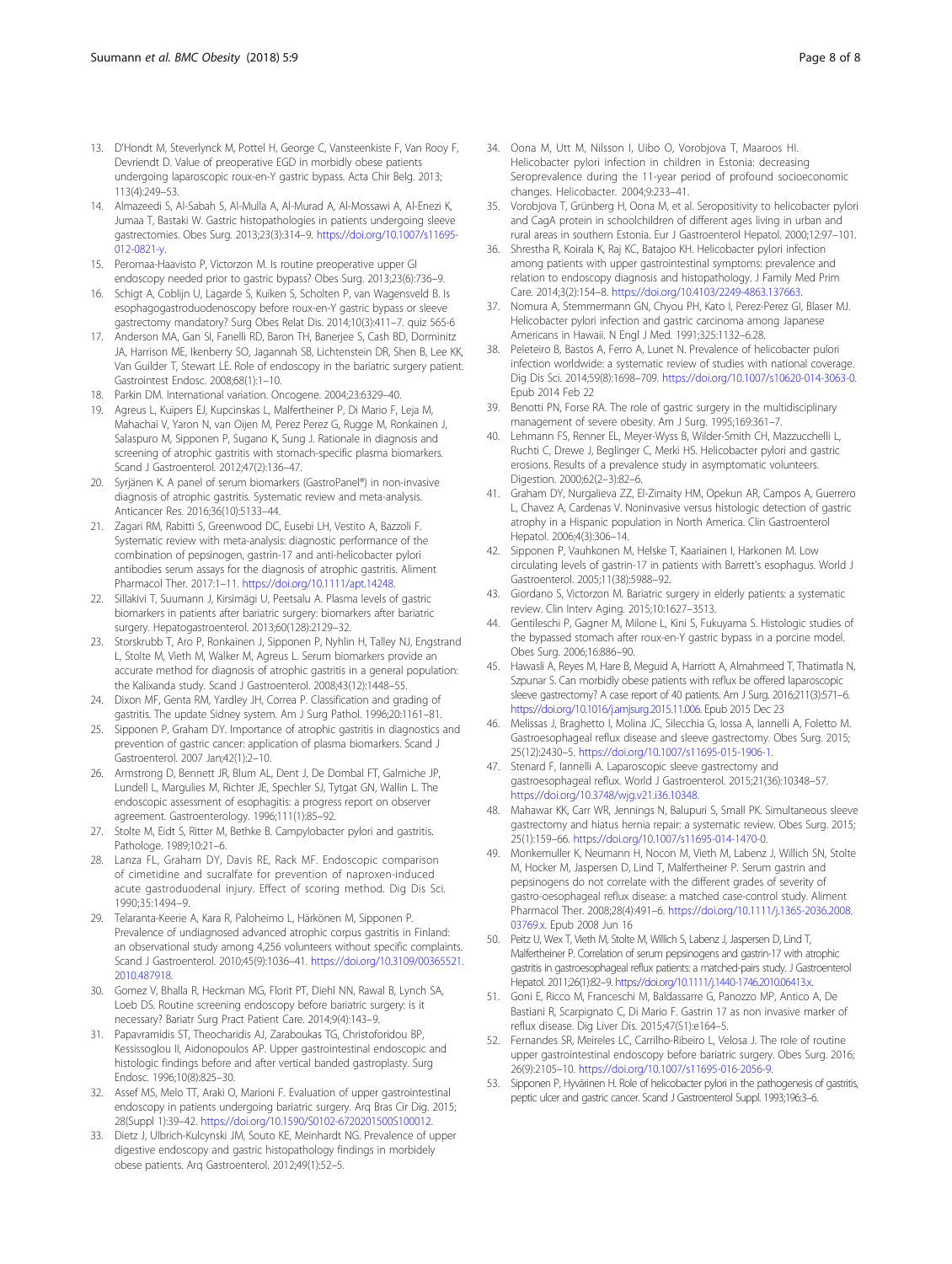13. D'Hondt M, Steverlynck M, Pottel H, George C, Vansteenkiste F, Van Rooy F, Devriendt D. Value of preoperative EGD in morbidly obese patients undergoing laparoscopic roux-en-Y gastric bypass. Acta Chir Belg. 2013; 113(4):249–53.
14. Almazeedi S, Al-Sabah S, Al-Mulla A, Al-Murad A, Al-Mossawi A, Al-Enezi K, Jumaa T, Bastaki W. Gastric histopathologies in patients undergoing sleeve gastrectomies. Obes Surg. 2013;23(3):314–9. https://doi.org/10.1007/s11695-012-0821-y.
15. Peromaa-Haavisto P, Victorzon M. Is routine preoperative upper GI endoscopy needed prior to gastric bypass? Obes Surg. 2013;23(6):736–9.
16. Schigt A, Coblijn U, Lagarde S, Kuiken S, Scholten P, van Wagensveld B. Is esophagogastroduodenoscopy before roux-en-Y gastric bypass or sleeve gastrectomy mandatory? Surg Obes Relat Dis. 2014;10(3):411–7. quiz 565-6
17. Anderson MA, Gan SI, Fanelli RD, Baron TH, Banerjee S, Cash BD, Dorminitz JA, Harrison ME, Ikenberry SO, Jagannah SB, Lichtenstein DR, Shen B, Lee KK, Van Guilder T, Stewart LE. Role of endoscopy in the bariatric surgery patient. Gastrointest Endosc. 2008;68(1):1–10.
18. Parkin DM. International variation. Oncogene. 2004;23:6329–40.
19. Agreus L, Kuipers EJ, Kupcinskas L, Malfertheiner P, Di Mario F, Leja M, Mahachai V, Yaron N, van Oijen M, Perez Perez G, Rugge M, Ronkainen J, Salaspuro M, Sipponen P, Sugano K, Sung J. Rationale in diagnosis and screening of atrophic gastritis with stomach-specific plasma biomarkers. Scand J Gastroenterol. 2012;47(2):136–47.
20. Syrjänen K. A panel of serum biomarkers (GastroPanel®) in non-invasive diagnosis of atrophic gastritis. Systematic review and meta-analysis. Anticancer Res. 2016;36(10):5133–44.
21. Zagari RM, Rabitti S, Greenwood DC, Eusebi LH, Vestito A, Bazzoli F. Systematic review with meta-analysis: diagnostic performance of the combination of pepsinogen, gastrin-17 and anti-helicobacter pylori antibodies serum assays for the diagnosis of atrophic gastritis. Aliment Pharmacol Ther. 2017:1–11. https://doi.org/10.1111/apt.14248.
22. Sillakivi T, Suumann J, Kirsimägi U, Peetsalu A. Plasma levels of gastric biomarkers in patients after bariatric surgery: biomarkers after bariatric surgery. Hepatogastroenterol. 2013;60(128):2129–32.
23. Storskrubb T, Aro P, Ronkainen J, Sipponen P, Nyhlin H, Talley NJ, Engstrand L, Stolte M, Vieth M, Walker M, Agreus L. Serum biomarkers provide an accurate method for diagnosis of atrophic gastritis in a general population: the Kalixanda study. Scand J Gastroenterol. 2008;43(12):1448–55.
24. Dixon MF, Genta RM, Yardley JH, Correa P. Classification and grading of gastritis. The update Sidney system. Am J Surg Pathol. 1996;20:1161–81.
25. Sipponen P, Graham DY. Importance of atrophic gastritis in diagnostics and prevention of gastric cancer: application of plasma biomarkers. Scand J Gastroenterol. 2007 Jan;42(1):2–10.
26. Armstrong D, Bennett JR, Blum AL, Dent J, De Dombal FT, Galmiche JP, Lundell L, Margulies M, Richter JE, Spechler SJ, Tytgat GN, Wallin L. The endoscopic assessment of esophagitis: a progress report on observer agreement. Gastroenterology. 1996;111(1):85–92.
27. Stolte M, Eidt S, Ritter M, Bethke B. Campylobacter pylori and gastritis. Pathologe. 1989;10:21–6.
28. Lanza FL, Graham DY, Davis RE, Rack MF. Endoscopic comparison of cimetidine and sucralfate for prevention of naproxen-induced acute gastroduodenal injury. Effect of scoring method. Dig Dis Sci. 1990;35:1494–9.
29. Telaranta-Keerie A, Kara R, Paloheimo L, Härkönen M, Sipponen P. Prevalence of undiagnosed advanced atrophic corpus gastritis in Finland: an observational study among 4,256 volunteers without specific complaints. Scand J Gastroenterol. 2010;45(9):1036–41. https://doi.org/10.3109/00365521.2010.487918.
30. Gomez V, Bhalla R, Heckman MG, Florit PT, Diehl NN, Rawal B, Lynch SA, Loeb DS. Routine screening endoscopy before bariatric surgery: is it necessary? Bariatr Surg Pract Patient Care. 2014;9(4):143–9.
31. Papavramidis ST, Theocharidis AJ, Zaraboukas TG, Christoforidou BP, Kessissoglou II, Aidonopoulos AP. Upper gastrointestinal endoscopic and histologic findings before and after vertical banded gastroplasty. Surg Endosc. 1996;10(8):825–30.
32. Assef MS, Melo TT, Araki O, Marioni F. Evaluation of upper gastrointestinal endoscopy in patients undergoing bariatric surgery. Arq Bras Cir Dig. 2015; 28(Suppl 1):39–42. https://doi.org/10.1590/S0102-6720201500S100012.
33. Dietz J, Ulbrich-Kulcynski JM, Souto KE, Meinhardt NG. Prevalence of upper digestive endoscopy and gastric histopathology findings in morbidly obese patients. Arq Gastroenterol. 2012;49(1):52–5.
34. Oona M, Utt M, Nilsson I, Uibo O, Vorobjova T, Maaroos HI. Helicobacter pylori infection in children in Estonia: decreasing Seroprevalence during the 11-year period of profound socioeconomic changes. Helicobacter. 2004;9:233–41.
35. Vorobjova T, Grünberg H, Oona M, et al. Seropositivity to helicobacter pylori and CagA protein in schoolchildren of different ages living in urban and rural areas in southern Estonia. Eur J Gastroenterol Hepatol. 2000;12:97–101.
36. Shrestha R, Koirala K, Raj KC, Batajoo KH. Helicobacter pylori infection among patients with upper gastrointestinal symptoms: prevalence and relation to endoscopy diagnosis and histopathology. J Family Med Prim Care. 2014;3(2):154–8. https://doi.org/10.4103/2249-4863.137663.
37. Nomura A, Stemmermann GN, Chyou PH, Kato I, Perez-Perez GI, Blaser MJ. Helicobacter pylori infection and gastric carcinoma among Japanese Americans in Hawaii. N Engl J Med. 1991;325:1132–6.28.
38. Peleteiro B, Bastos A, Ferro A, Lunet N. Prevalence of helicobacter pulori infection worldwide: a systematic review of studies with national coverage. Dig Dis Sci. 2014;59(8):1698–709. https://doi.org/10.1007/s10620-014-3063-0. Epub 2014 Feb 22
39. Benotti PN, Forse RA. The role of gastric surgery in the multidisciplinary management of severe obesity. Am J Surg. 1995;169:361–7.
40. Lehmann FS, Renner EL, Meyer-Wyss B, Wilder-Smith CH, Mazzucchelli L, Ruchti C, Drewe J, Beglinger C, Merki HS. Helicobacter pylori and gastric erosions. Results of a prevalence study in asymptomatic volunteers. Digestion. 2000;62(2–3):82–6.
41. Graham DY, Nurgalieva ZZ, El-Zimaity HM, Opekun AR, Campos A, Guerrero L, Chavez A, Cardenas V. Noninvasive versus histologic detection of gastric atrophy in a Hispanic population in North America. Clin Gastroenterol Hepatol. 2006;4(3):306–14.
42. Sipponen P, Vauhkonen M, Helske T, Kaariainen I, Harkonen M. Low circulating levels of gastrin-17 in patients with Barrett's esophagus. World J Gastroenterol. 2005;11(38):5988–92.
43. Giordano S, Victorzon M. Bariatric surgery in elderly patients: a systematic review. Clin Interv Aging. 2015;10:1627–3513.
44. Gentileschi P, Gagner M, Milone L, Kini S, Fukuyama S. Histologic studies of the bypassed stomach after roux-en-Y gastric bypass in a porcine model. Obes Surg. 2006;16:886–90.
45. Hawasli A, Reyes M, Hare B, Meguid A, Harriott A, Almahmeed T, Thatimatla N, Szpunar S. Can morbidly obese patients with reflux be offered laparoscopic sleeve gastrectomy? A case report of 40 patients. Am J Surg. 2016;211(3):571–6. https://doi.org/10.1016/j.amjsurg.2015.11.006. Epub 2015 Dec 23
46. Melissas J, Braghetto I, Molina JC, Silecchia G, Iossa A, Iannelli A, Foletto M. Gastroesophageal reflux disease and sleeve gastrectomy. Obes Surg. 2015; 25(12):2430–5. https://doi.org/10.1007/s11695-015-1906-1.
47. Stenard F, Iannelli A. Laparoscopic sleeve gastrectomy and gastroesophageal reflux. World J Gastroenterol. 2015;21(36):10348–57. https://doi.org/10.3748/wjg.v21.i36.10348.
48. Mahawar KK, Carr WR, Jennings N, Balupuri S, Small PK. Simultaneous sleeve gastrectomy and hiatus hernia repair: a systematic review. Obes Surg. 2015; 25(1):159–66. https://doi.org/10.1007/s11695-014-1470-0.
49. Monkemuller K, Neumann H, Nocon M, Vieth M, Labenz J, Willich SN, Stolte M, Hocker M, Jaspersen D, Lind T, Malfertheiner P. Serum gastrin and pepsinogens do not correlate with the different grades of severity of gastro-oesophageal reflux disease: a matched case-control study. Aliment Pharmacol Ther. 2008;28(4):491–6. https://doi.org/10.1111/j.1365-2036.2008.03769.x. Epub 2008 Jun 16
50. Peitz U, Wex T, Vieth M, Stolte M, Willich S, Labenz J, Jaspersen D, Lind T, Malfertheiner P. Correlation of serum pepsinogens and gastrin-17 with atrophic gastritis in gastroesophageal reflux patients: a matched-pairs study. J Gastroenterol Hepatol. 2011;26(1):82–9. https://doi.org/10.1111/j.1440-1746.2010.06413.x.
51. Goni E, Ricco M, Franceschi M, Baldassarre G, Panozzo MP, Antico A, De Bastiani R, Scarpignato C, Di Mario F. Gastrin 17 as non invasive marker of reflux disease. Dig Liver Dis. 2015;47(S1):e164–5.
52. Fernandes SR, Meireles LC, Carrilho-Ribeiro L, Velosa J. The role of routine upper gastrointestinal endoscopy before bariatric surgery. Obes Surg. 2016; 26(9):2105–10. https://doi.org/10.1007/s11695-016-2056-9.
53. Sipponen P, Hyvärinen H. Role of helicobacter pylori in the pathogenesis of gastritis, peptic ulcer and gastric cancer. Scand J Gastroenterol Suppl. 1993;196:3–6.